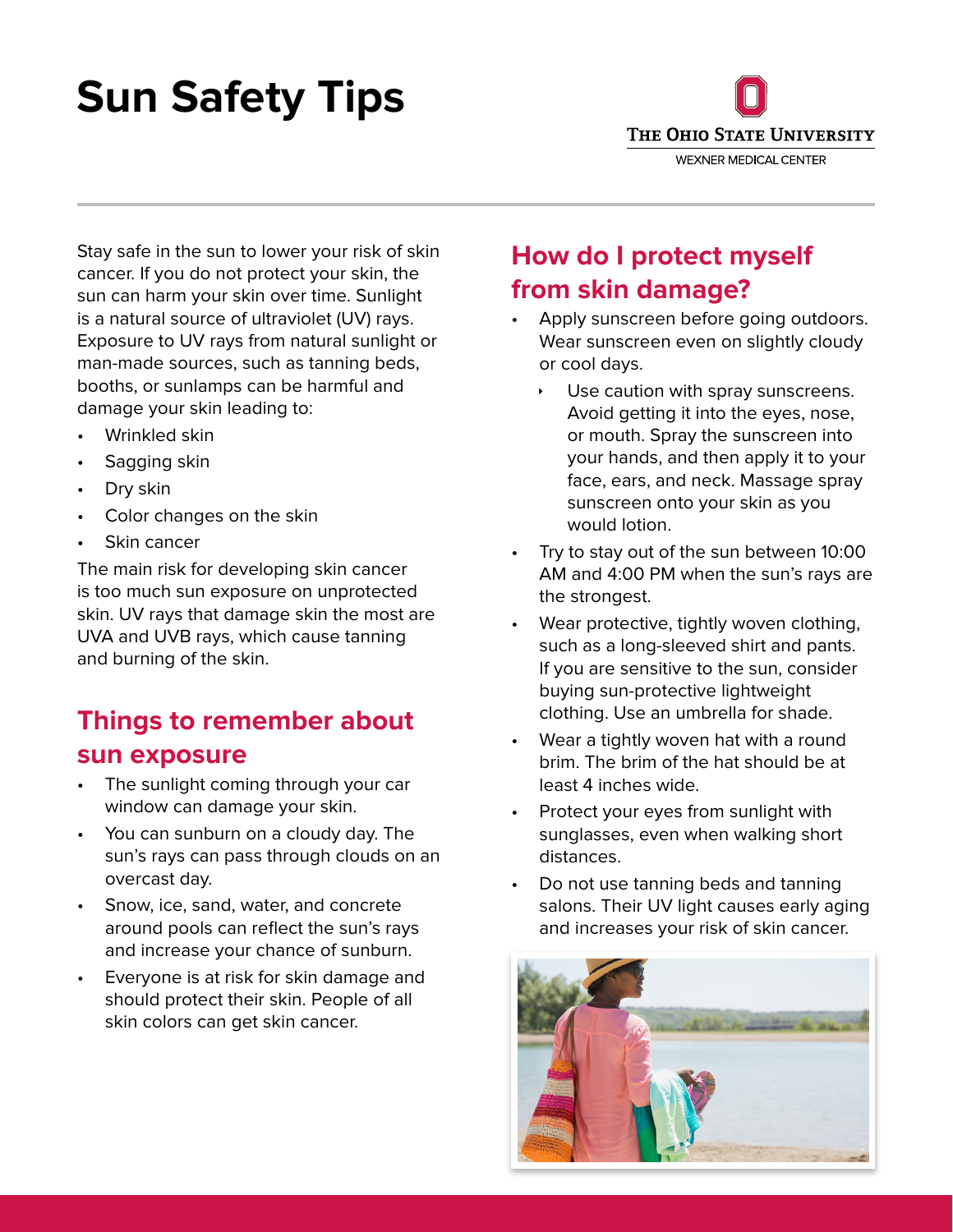# Sun Safety Tips

THE OHIO STATE UNIVERSITY
WEXNER MEDICAL CENTER

Stay safe in the sun to lower your risk of skin cancer. If you do not protect your skin, the sun can harm your skin over time. Sunlight is a natural source of ultraviolet (UV) rays. Exposure to UV rays from natural sunlight or man-made sources, such as tanning beds, booths, or sunlamps can be harmful and damage your skin leading to:

- Wrinkled skin
- Sagging skin
- Dry skin
- Color changes on the skin
- Skin cancer

The main risk for developing skin cancer is too much sun exposure on unprotected skin. UV rays that damage skin the most are UVA and UVB rays, which cause tanning and burning of the skin.

## Things to remember about sun exposure

- The sunlight coming through your car window can damage your skin.
- You can sunburn on a cloudy day. The sun's rays can pass through clouds on an overcast day.
- Snow, ice, sand, water, and concrete around pools can reflect the sun's rays and increase your chance of sunburn.
- Everyone is at risk for skin damage and should protect their skin. People of all skin colors can get skin cancer.

## How do I protect myself from skin damage?

- Apply sunscreen before going outdoors. Wear sunscreen even on slightly cloudy or cool days.
  - Use caution with spray sunscreens. Avoid getting it into the eyes, nose, or mouth. Spray the sunscreen into your hands, and then apply it to your face, ears, and neck. Massage spray sunscreen onto your skin as you would lotion.
- Try to stay out of the sun between 10:00 AM and 4:00 PM when the sun's rays are the strongest.
- Wear protective, tightly woven clothing, such as a long-sleeved shirt and pants. If you are sensitive to the sun, consider buying sun-protective lightweight clothing. Use an umbrella for shade.
- Wear a tightly woven hat with a round brim. The brim of the hat should be at least 4 inches wide.
- Protect your eyes from sunlight with sunglasses, even when walking short distances.
- Do not use tanning beds and tanning salons. Their UV light causes early aging and increases your risk of skin cancer.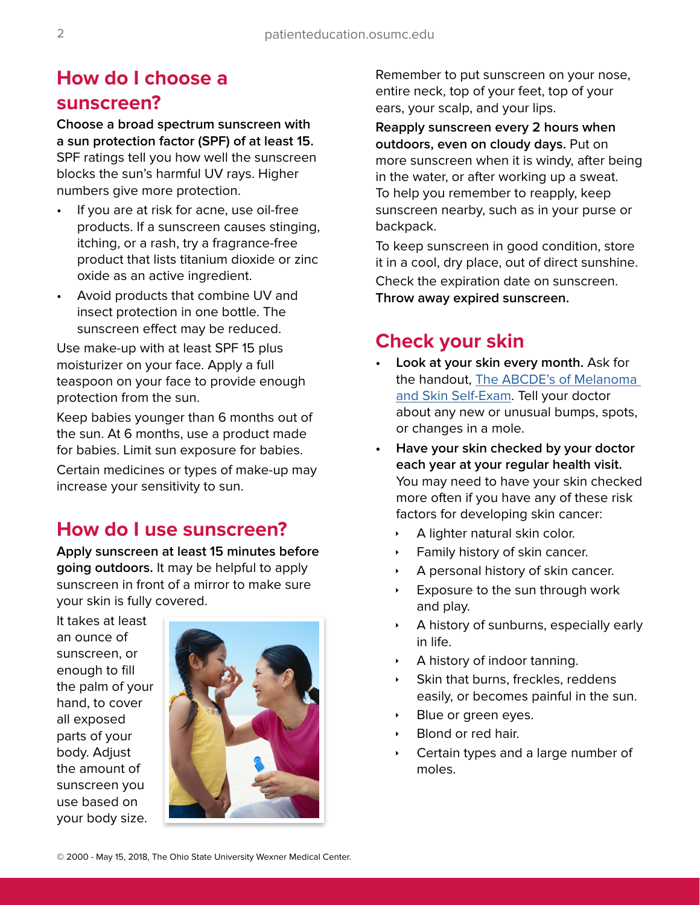## How do I choose a sunscreen?

**Choose a broad spectrum sunscreen with a sun protection factor (SPF) of at least 15.** SPF ratings tell you how well the sunscreen blocks the sun's harmful UV rays. Higher numbers give more protection.

- If you are at risk for acne, use oil-free products. If a sunscreen causes stinging, itching, or a rash, try a fragrance-free product that lists titanium dioxide or zinc oxide as an active ingredient.
- Avoid products that combine UV and insect protection in one bottle. The sunscreen effect may be reduced.

Use make-up with at least SPF 15 plus moisturizer on your face. Apply a full teaspoon on your face to provide enough protection from the sun.

Keep babies younger than 6 months out of the sun. At 6 months, use a product made for babies. Limit sun exposure for babies.

Certain medicines or types of make-up may increase your sensitivity to sun.

## How do I use sunscreen?

**Apply sunscreen at least 15 minutes before going outdoors.** It may be helpful to apply sunscreen in front of a mirror to make sure your skin is fully covered.

It takes at least an ounce of sunscreen, or enough to fill the palm of your hand, to cover all exposed parts of your body. Adjust the amount of sunscreen you use based on your body size.

Remember to put sunscreen on your nose, entire neck, top of your feet, top of your ears, your scalp, and your lips.

**Reapply sunscreen every 2 hours when outdoors, even on cloudy days.** Put on more sunscreen when it is windy, after being in the water, or after working up a sweat. To help you remember to reapply, keep sunscreen nearby, such as in your purse or backpack.

To keep sunscreen in good condition, store it in a cool, dry place, out of direct sunshine.

Check the expiration date on sunscreen. **Throw away expired sunscreen.**

## Check your skin

- **Look at your skin every month.** Ask for the handout, The ABCDE's of Melanoma and Skin Self-Exam. Tell your doctor about any new or unusual bumps, spots, or changes in a mole.
- **Have your skin checked by your doctor each year at your regular health visit.** You may need to have your skin checked more often if you have any of these risk factors for developing skin cancer:
  - A lighter natural skin color.
  - Family history of skin cancer.
  - A personal history of skin cancer.
  - Exposure to the sun through work and play.
  - A history of sunburns, especially early in life.
  - A history of indoor tanning.
  - Skin that burns, freckles, reddens easily, or becomes painful in the sun.
  - Blue or green eyes.
  - Blond or red hair.
  - Certain types and a large number of moles.

© 2000 - May 15, 2018, The Ohio State University Wexner Medical Center.